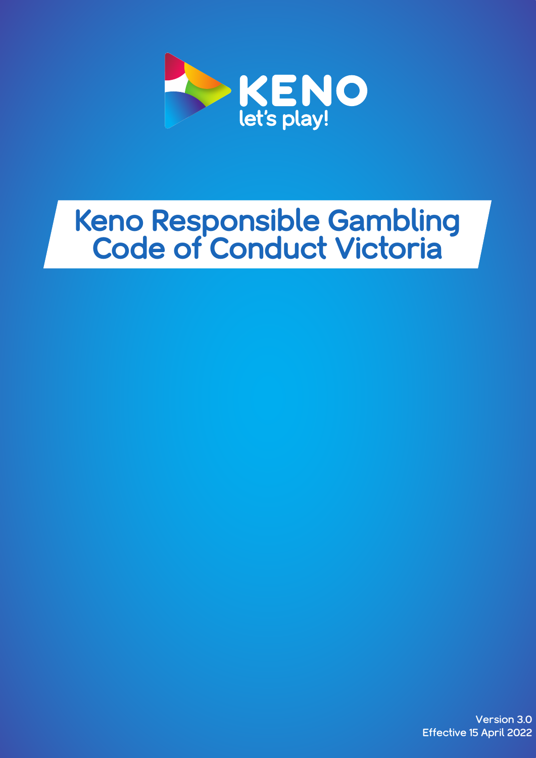KENO
let's play!

# Keno Responsible Gambling Code of Conduct Victoria

Version 3.0
Effective 15 April 2022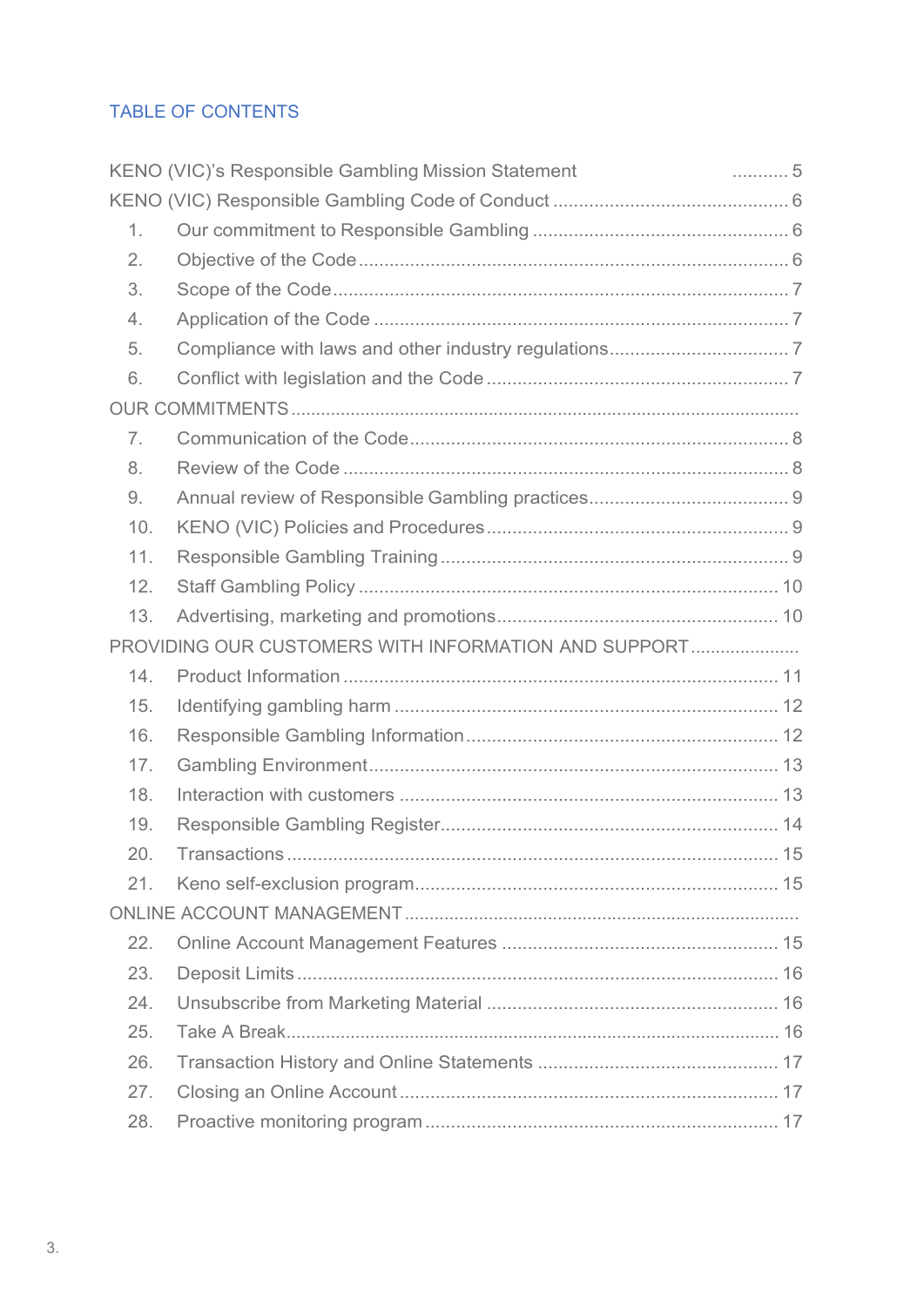## TABLE OF CONTENTS

KENO (VIC)'s Responsible Gambling Mission Statement ........... 5

KENO (VIC) Responsible Gambling Code of Conduct ........... 6

1. Our commitment to Responsible Gambling ........... 6
2. Objective of the Code ........... 6
3. Scope of the Code ........... 7
4. Application of the Code ........... 7
5. Compliance with laws and other industry regulations ........... 7
6. Conflict with legislation and the Code ........... 7

OUR COMMITMENTS ...........

7. Communication of the Code ........... 8
8. Review of the Code ........... 8
9. Annual review of Responsible Gambling practices ........... 9
10. KENO (VIC) Policies and Procedures ........... 9
11. Responsible Gambling Training ........... 9
12. Staff Gambling Policy ........... 10
13. Advertising, marketing and promotions ........... 10

PROVIDING OUR CUSTOMERS WITH INFORMATION AND SUPPORT ...........

14. Product Information ........... 11
15. Identifying gambling harm ........... 12
16. Responsible Gambling Information ........... 12
17. Gambling Environment ........... 13
18. Interaction with customers ........... 13
19. Responsible Gambling Register ........... 14
20. Transactions ........... 15
21. Keno self-exclusion program ........... 15

ONLINE ACCOUNT MANAGEMENT ...........

22. Online Account Management Features ........... 15
23. Deposit Limits ........... 16
24. Unsubscribe from Marketing Material ........... 16
25. Take A Break ........... 16
26. Transaction History and Online Statements ........... 17
27. Closing an Online Account ........... 17
28. Proactive monitoring program ........... 17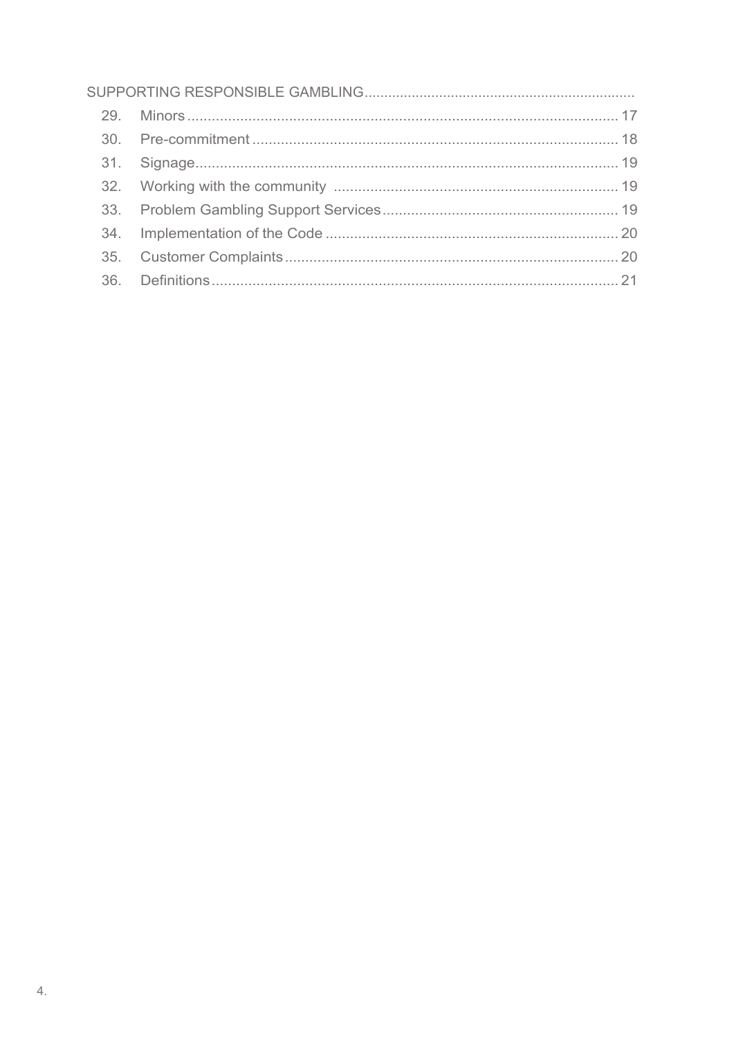SUPPORTING RESPONSIBLE GAMBLING

29. Minors ........ 17
30. Pre-commitment ........ 18
31. Signage ........ 19
32. Working with the community ........ 19
33. Problem Gambling Support Services ........ 19
34. Implementation of the Code ........ 20
35. Customer Complaints ........ 20
36. Definitions ........ 21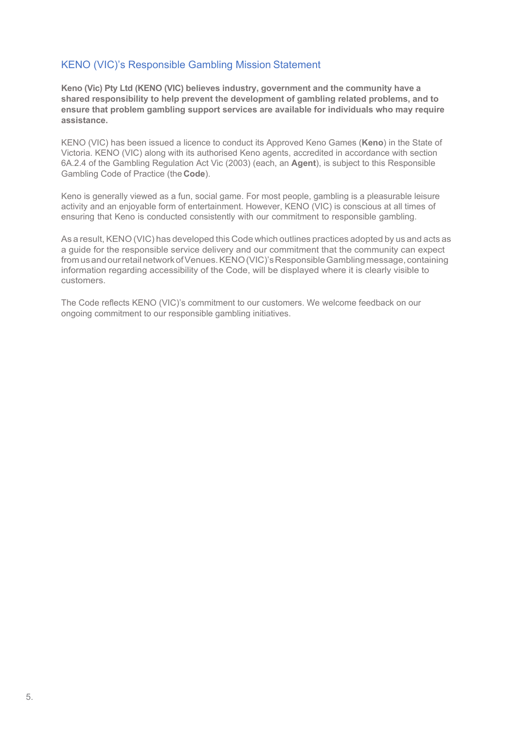## KENO (VIC)'s Responsible Gambling Mission Statement

**Keno (Vic) Pty Ltd (KENO (VIC) believes industry, government and the community have a shared responsibility to help prevent the development of gambling related problems, and to ensure that problem gambling support services are available for individuals who may require assistance.**

KENO (VIC) has been issued a licence to conduct its Approved Keno Games (**Keno**) in the State of Victoria. KENO (VIC) along with its authorised Keno agents, accredited in accordance with section 6A.2.4 of the Gambling Regulation Act Vic (2003) (each, an **Agent**), is subject to this Responsible Gambling Code of Practice (the **Code**).

Keno is generally viewed as a fun, social game. For most people, gambling is a pleasurable leisure activity and an enjoyable form of entertainment. However, KENO (VIC) is conscious at all times of ensuring that Keno is conducted consistently with our commitment to responsible gambling.

As a result, KENO (VIC) has developed this Code which outlines practices adopted by us and acts as a guide for the responsible service delivery and our commitment that the community can expect from us and our retail network of Venues. KENO (VIC)'s Responsible Gambling message, containing information regarding accessibility of the Code, will be displayed where it is clearly visible to customers.

The Code reflects KENO (VIC)'s commitment to our customers. We welcome feedback on our ongoing commitment to our responsible gambling initiatives.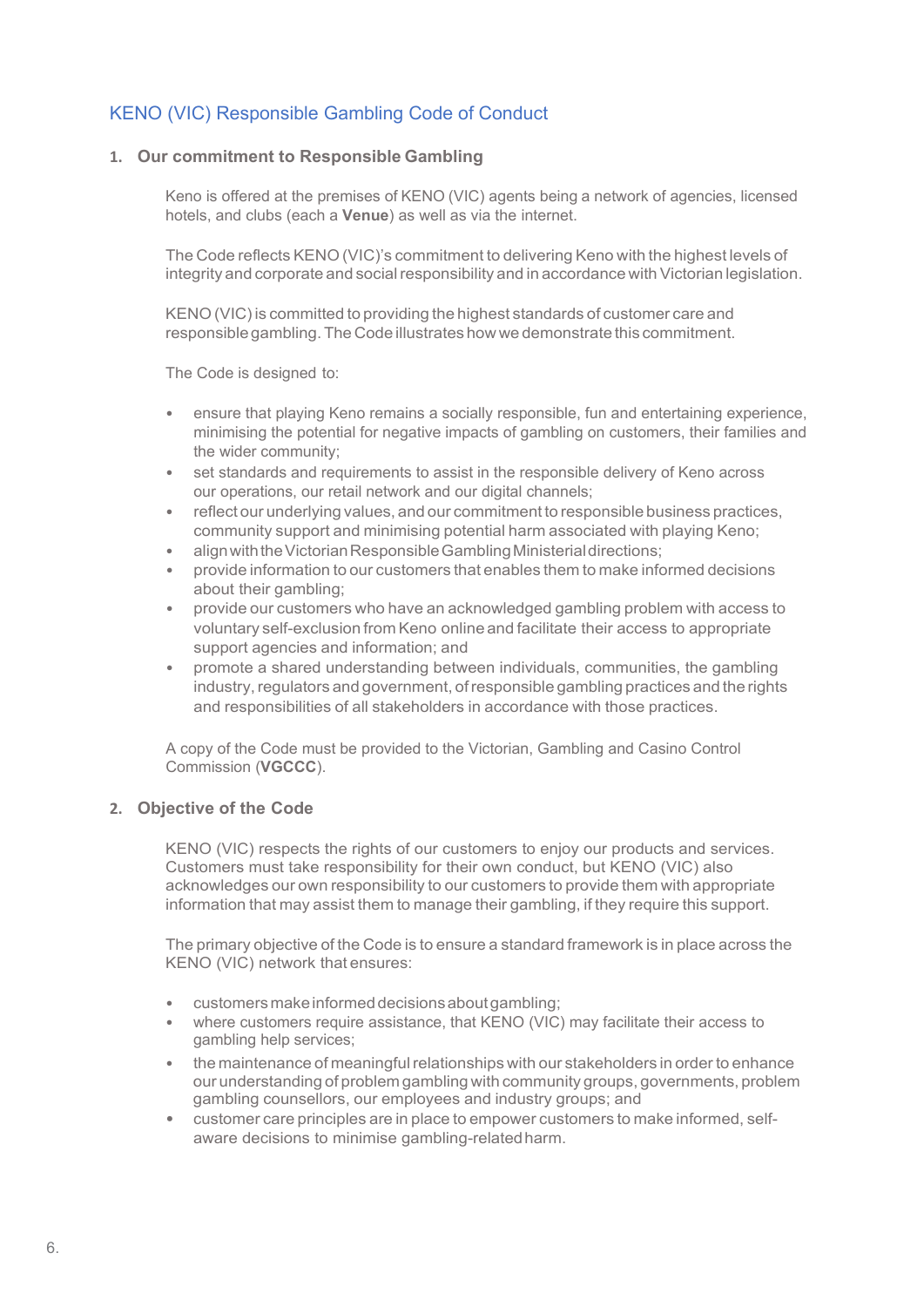# KENO (VIC) Responsible Gambling Code of Conduct

## 1. Our commitment to Responsible Gambling

Keno is offered at the premises of KENO (VIC) agents being a network of agencies, licensed hotels, and clubs (each a **Venue**) as well as via the internet.

The Code reflects KENO (VIC)'s commitment to delivering Keno with the highest levels of integrity and corporate and social responsibility and in accordance with Victorian legislation.

KENO (VIC) is committed to providing the highest standards of customer care and responsible gambling. The Code illustrates how we demonstrate this commitment.

The Code is designed to:

- ensure that playing Keno remains a socially responsible, fun and entertaining experience, minimising the potential for negative impacts of gambling on customers, their families and the wider community;
- set standards and requirements to assist in the responsible delivery of Keno across our operations, our retail network and our digital channels;
- reflect our underlying values, and our commitment to responsible business practices, community support and minimising potential harm associated with playing Keno;
- align with the Victorian Responsible Gambling Ministerial directions;
- provide information to our customers that enables them to make informed decisions about their gambling;
- provide our customers who have an acknowledged gambling problem with access to voluntary self-exclusion from Keno online and facilitate their access to appropriate support agencies and information; and
- promote a shared understanding between individuals, communities, the gambling industry, regulators and government, of responsible gambling practices and the rights and responsibilities of all stakeholders in accordance with those practices.

A copy of the Code must be provided to the Victorian, Gambling and Casino Control Commission (**VGCCC**).

## 2. Objective of the Code

KENO (VIC) respects the rights of our customers to enjoy our products and services. Customers must take responsibility for their own conduct, but KENO (VIC) also acknowledges our own responsibility to our customers to provide them with appropriate information that may assist them to manage their gambling, if they require this support.

The primary objective of the Code is to ensure a standard framework is in place across the KENO (VIC) network that ensures:

- customers make informed decisions about gambling;
- where customers require assistance, that KENO (VIC) may facilitate their access to gambling help services;
- the maintenance of meaningful relationships with our stakeholders in order to enhance our understanding of problem gambling with community groups, governments, problem gambling counsellors, our employees and industry groups; and
- customer care principles are in place to empower customers to make informed, self-aware decisions to minimise gambling-related harm.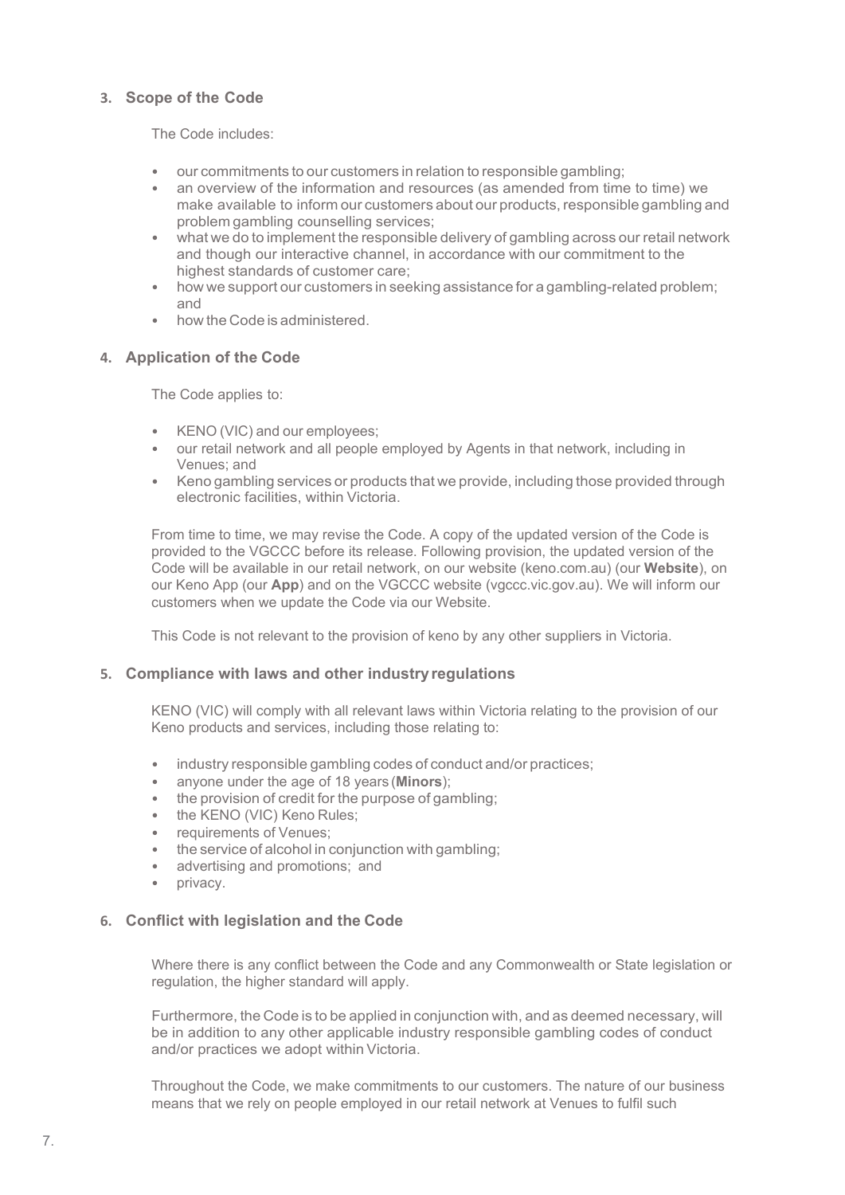## 3. Scope of the Code

The Code includes:

- our commitments to our customers in relation to responsible gambling;
- an overview of the information and resources (as amended from time to time) we make available to inform our customers about our products, responsible gambling and problem gambling counselling services;
- what we do to implement the responsible delivery of gambling across our retail network and though our interactive channel, in accordance with our commitment to the highest standards of customer care;
- how we support our customers in seeking assistance for a gambling-related problem; and
- how the Code is administered.

## 4. Application of the Code

The Code applies to:

- KENO (VIC) and our employees;
- our retail network and all people employed by Agents in that network, including in Venues; and
- Keno gambling services or products that we provide, including those provided through electronic facilities, within Victoria.

From time to time, we may revise the Code. A copy of the updated version of the Code is provided to the VGCCC before its release. Following provision, the updated version of the Code will be available in our retail network, on our website (keno.com.au) (our **Website**), on our Keno App (our **App**) and on the VGCCC website (vgccc.vic.gov.au). We will inform our customers when we update the Code via our Website.

This Code is not relevant to the provision of keno by any other suppliers in Victoria.

## 5. Compliance with laws and other industry regulations

KENO (VIC) will comply with all relevant laws within Victoria relating to the provision of our Keno products and services, including those relating to:

- industry responsible gambling codes of conduct and/or practices;
- anyone under the age of 18 years (**Minors**);
- the provision of credit for the purpose of gambling;
- the KENO (VIC) Keno Rules;
- requirements of Venues;
- the service of alcohol in conjunction with gambling;
- advertising and promotions; and
- privacy.

## 6. Conflict with legislation and the Code

Where there is any conflict between the Code and any Commonwealth or State legislation or regulation, the higher standard will apply.

Furthermore, the Code is to be applied in conjunction with, and as deemed necessary, will be in addition to any other applicable industry responsible gambling codes of conduct and/or practices we adopt within Victoria.

Throughout the Code, we make commitments to our customers. The nature of our business means that we rely on people employed in our retail network at Venues to fulfil such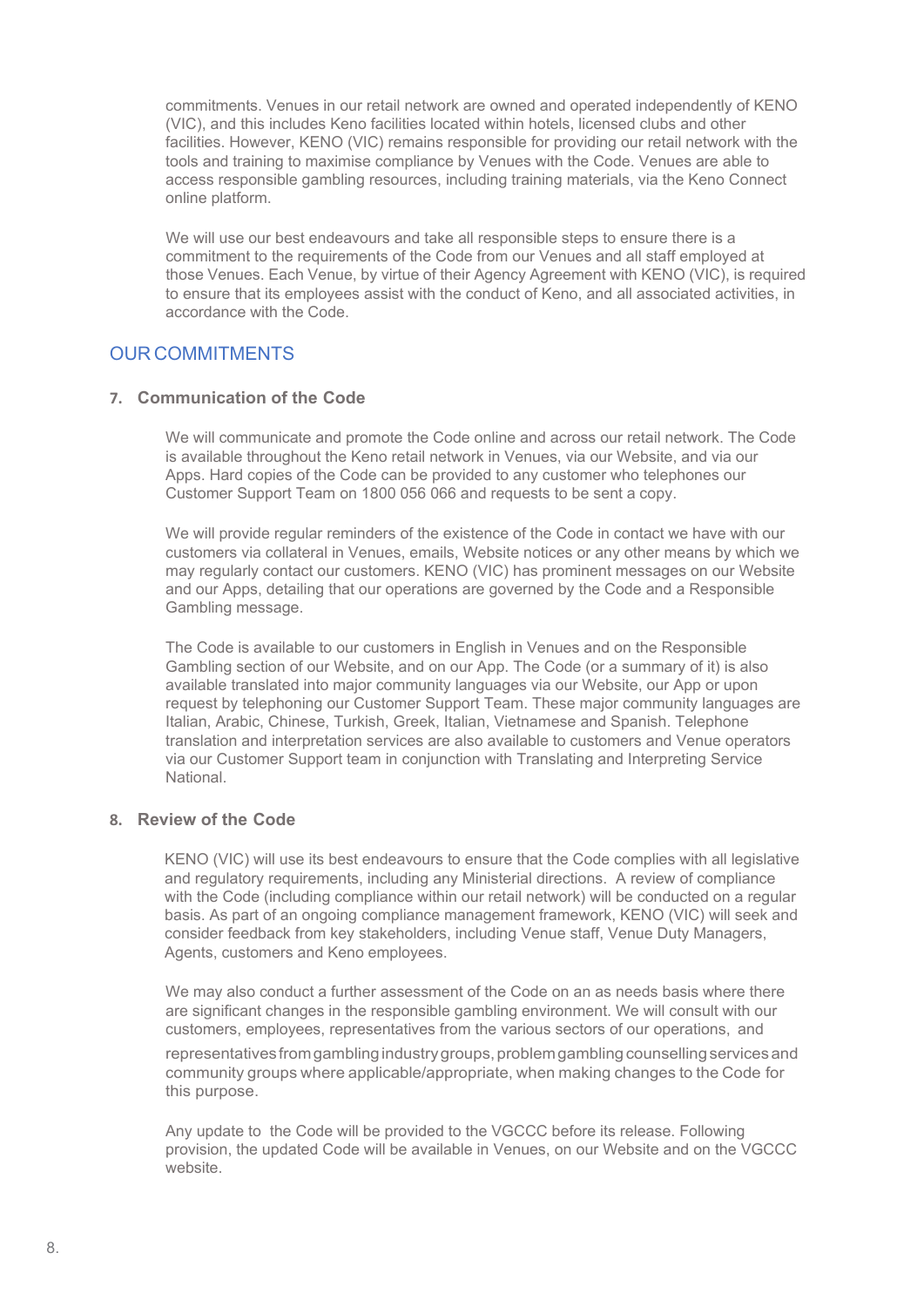commitments. Venues in our retail network are owned and operated independently of KENO (VIC), and this includes Keno facilities located within hotels, licensed clubs and other facilities. However, KENO (VIC) remains responsible for providing our retail network with the tools and training to maximise compliance by Venues with the Code. Venues are able to access responsible gambling resources, including training materials, via the Keno Connect online platform.

We will use our best endeavours and take all responsible steps to ensure there is a commitment to the requirements of the Code from our Venues and all staff employed at those Venues. Each Venue, by virtue of their Agency Agreement with KENO (VIC), is required to ensure that its employees assist with the conduct of Keno, and all associated activities, in accordance with the Code.

## OUR COMMITMENTS

### 7. Communication of the Code

We will communicate and promote the Code online and across our retail network. The Code is available throughout the Keno retail network in Venues, via our Website, and via our Apps. Hard copies of the Code can be provided to any customer who telephones our Customer Support Team on 1800 056 066 and requests to be sent a copy.

We will provide regular reminders of the existence of the Code in contact we have with our customers via collateral in Venues, emails, Website notices or any other means by which we may regularly contact our customers. KENO (VIC) has prominent messages on our Website and our Apps, detailing that our operations are governed by the Code and a Responsible Gambling message.

The Code is available to our customers in English in Venues and on the Responsible Gambling section of our Website, and on our App. The Code (or a summary of it) is also available translated into major community languages via our Website, our App or upon request by telephoning our Customer Support Team. These major community languages are Italian, Arabic, Chinese, Turkish, Greek, Italian, Vietnamese and Spanish. Telephone translation and interpretation services are also available to customers and Venue operators via our Customer Support team in conjunction with Translating and Interpreting Service National.

### 8. Review of the Code

KENO (VIC) will use its best endeavours to ensure that the Code complies with all legislative and regulatory requirements, including any Ministerial directions. A review of compliance with the Code (including compliance within our retail network) will be conducted on a regular basis. As part of an ongoing compliance management framework, KENO (VIC) will seek and consider feedback from key stakeholders, including Venue staff, Venue Duty Managers, Agents, customers and Keno employees.

We may also conduct a further assessment of the Code on an as needs basis where there are significant changes in the responsible gambling environment. We will consult with our customers, employees, representatives from the various sectors of our operations, and representatives from gambling industry groups, problem gambling counselling services and community groups where applicable/appropriate, when making changes to the Code for this purpose.

Any update to the Code will be provided to the VGCCC before its release. Following provision, the updated Code will be available in Venues, on our Website and on the VGCCC website.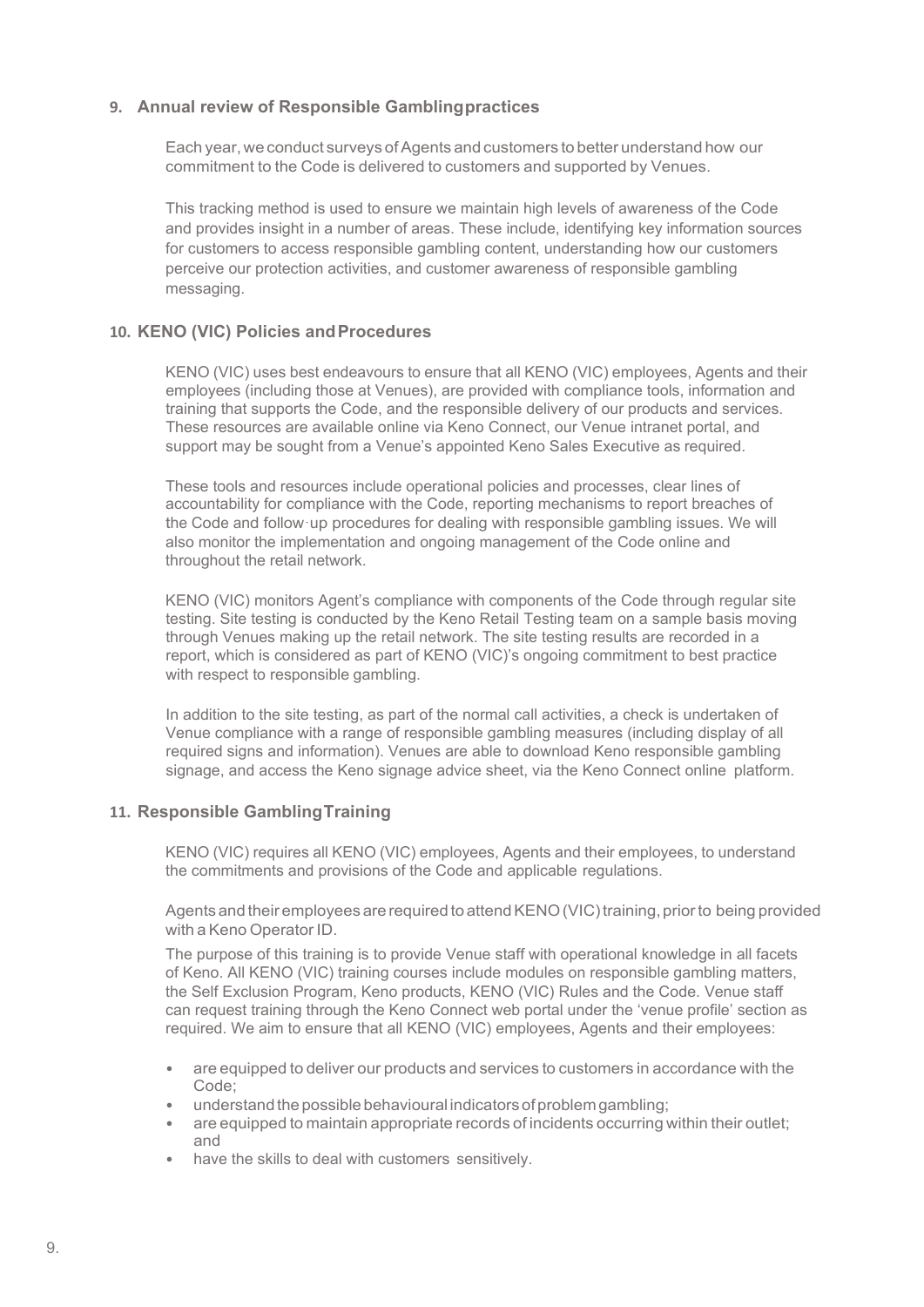## 9. Annual review of Responsible Gambling practices

Each year, we conduct surveys of Agents and customers to better understand how our commitment to the Code is delivered to customers and supported by Venues.

This tracking method is used to ensure we maintain high levels of awareness of the Code and provides insight in a number of areas. These include, identifying key information sources for customers to access responsible gambling content, understanding how our customers perceive our protection activities, and customer awareness of responsible gambling messaging.

## 10. KENO (VIC) Policies and Procedures

KENO (VIC) uses best endeavours to ensure that all KENO (VIC) employees, Agents and their employees (including those at Venues), are provided with compliance tools, information and training that supports the Code, and the responsible delivery of our products and services. These resources are available online via Keno Connect, our Venue intranet portal, and support may be sought from a Venue's appointed Keno Sales Executive as required.

These tools and resources include operational policies and processes, clear lines of accountability for compliance with the Code, reporting mechanisms to report breaches of the Code and follow-up procedures for dealing with responsible gambling issues. We will also monitor the implementation and ongoing management of the Code online and throughout the retail network.

KENO (VIC) monitors Agent's compliance with components of the Code through regular site testing. Site testing is conducted by the Keno Retail Testing team on a sample basis moving through Venues making up the retail network. The site testing results are recorded in a report, which is considered as part of KENO (VIC)'s ongoing commitment to best practice with respect to responsible gambling.

In addition to the site testing, as part of the normal call activities, a check is undertaken of Venue compliance with a range of responsible gambling measures (including display of all required signs and information). Venues are able to download Keno responsible gambling signage, and access the Keno signage advice sheet, via the Keno Connect online platform.

## 11. Responsible Gambling Training

KENO (VIC) requires all KENO (VIC) employees, Agents and their employees, to understand the commitments and provisions of the Code and applicable regulations.

Agents and their employees are required to attend KENO (VIC) training, prior to being provided with a Keno Operator ID.

The purpose of this training is to provide Venue staff with operational knowledge in all facets of Keno. All KENO (VIC) training courses include modules on responsible gambling matters, the Self Exclusion Program, Keno products, KENO (VIC) Rules and the Code. Venue staff can request training through the Keno Connect web portal under the 'venue profile' section as required. We aim to ensure that all KENO (VIC) employees, Agents and their employees:

- are equipped to deliver our products and services to customers in accordance with the Code;
- understand the possible behavioural indicators of problem gambling;
- are equipped to maintain appropriate records of incidents occurring within their outlet; and
- have the skills to deal with customers sensitively.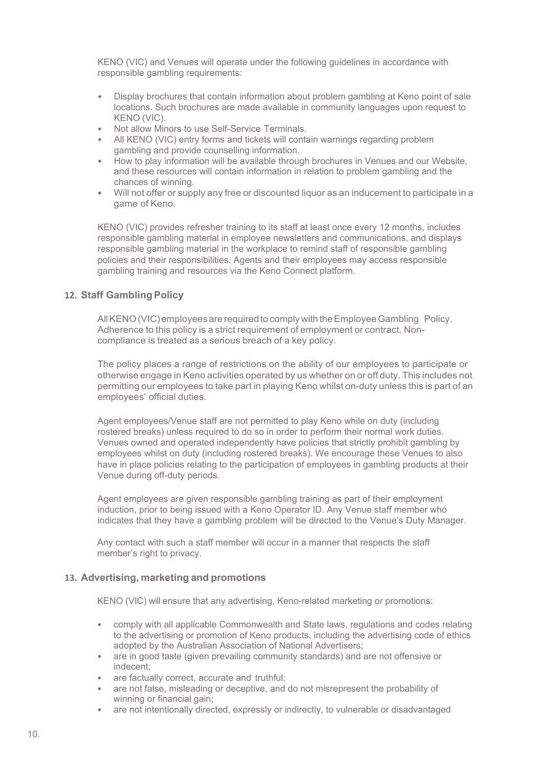KENO (VIC) and Venues will operate under the following guidelines in accordance with responsible gambling requirements:

- Display brochures that contain information about problem gambling at Keno point of sale locations. Such brochures are made available in community languages upon request to KENO (VIC).
- Not allow Minors to use Self-Service Terminals.
- All KENO (VIC) entry forms and tickets will contain warnings regarding problem gambling and provide counselling information.
- How to play information will be available through brochures in Venues and our Website, and these resources will contain information in relation to problem gambling and the chances of winning.
- Will not offer or supply any free or discounted liquor as an inducement to participate in a game of Keno.

KENO (VIC) provides refresher training to its staff at least once every 12 months, includes responsible gambling material in employee newsletters and communications, and displays responsible gambling material in the workplace to remind staff of responsible gambling policies and their responsibilities. Agents and their employees may access responsible gambling training and resources via the Keno Connect platform.

## 12. Staff Gambling Policy

All KENO (VIC) employees are required to comply with the Employee Gambling Policy. Adherence to this policy is a strict requirement of employment or contract. Non-compliance is treated as a serious breach of a key policy.

The policy places a range of restrictions on the ability of our employees to participate or otherwise engage in Keno activities operated by us whether on or off duty. This includes not permitting our employees to take part in playing Keno whilst on-duty unless this is part of an employees' official duties.

Agent employees/Venue staff are not permitted to play Keno while on duty (including rostered breaks) unless required to do so in order to perform their normal work duties. Venues owned and operated independently have policies that strictly prohibit gambling by employees whilst on duty (including rostered breaks). We encourage these Venues to also have in place policies relating to the participation of employees in gambling products at their Venue during off-duty periods.

Agent employees are given responsible gambling training as part of their employment induction, prior to being issued with a Keno Operator ID. Any Venue staff member who indicates that they have a gambling problem will be directed to the Venue's Duty Manager.

Any contact with such a staff member will occur in a manner that respects the staff member's right to privacy.

## 13. Advertising, marketing and promotions

KENO (VIC) will ensure that any advertising, Keno-related marketing or promotions:

- comply with all applicable Commonwealth and State laws, regulations and codes relating to the advertising or promotion of Keno products, including the advertising code of ethics adopted by the Australian Association of National Advertisers;
- are in good taste (given prevailing community standards) and are not offensive or indecent;
- are factually correct, accurate and truthful;
- are not false, misleading or deceptive, and do not misrepresent the probability of winning or financial gain;
- are not intentionally directed, expressly or indirectly, to vulnerable or disadvantaged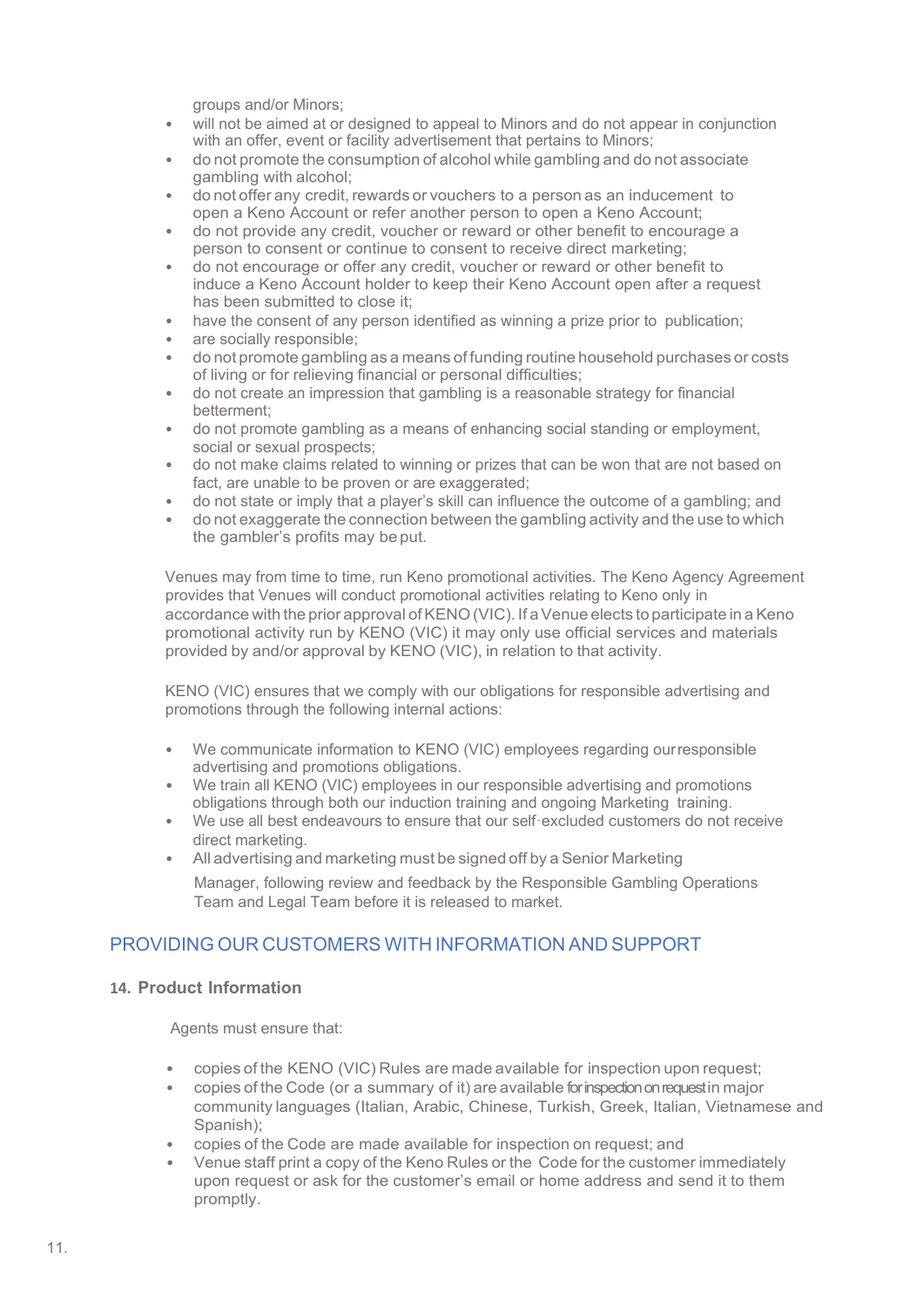groups and/or Minors;

- will not be aimed at or designed to appeal to Minors and do not appear in conjunction with an offer, event or facility advertisement that pertains to Minors;
- do not promote the consumption of alcohol while gambling and do not associate gambling with alcohol;
- do not offer any credit, rewards or vouchers to a person as an inducement to open a Keno Account or refer another person to open a Keno Account;
- do not provide any credit, voucher or reward or other benefit to encourage a person to consent or continue to consent to receive direct marketing;
- do not encourage or offer any credit, voucher or reward or other benefit to induce a Keno Account holder to keep their Keno Account open after a request has been submitted to close it;
- have the consent of any person identified as winning a prize prior to publication;
- are socially responsible;
- do not promote gambling as a means of funding routine household purchases or costs of living or for relieving financial or personal difficulties;
- do not create an impression that gambling is a reasonable strategy for financial betterment;
- do not promote gambling as a means of enhancing social standing or employment, social or sexual prospects;
- do not make claims related to winning or prizes that can be won that are not based on fact, are unable to be proven or are exaggerated;
- do not state or imply that a player's skill can influence the outcome of a gambling; and
- do not exaggerate the connection between the gambling activity and the use to which the gambler's profits may be put.

Venues may from time to time, run Keno promotional activities. The Keno Agency Agreement provides that Venues will conduct promotional activities relating to Keno only in accordance with the prior approval of KENO (VIC). If a Venue elects to participate in a Keno promotional activity run by KENO (VIC) it may only use official services and materials provided by and/or approval by KENO (VIC), in relation to that activity.

KENO (VIC) ensures that we comply with our obligations for responsible advertising and promotions through the following internal actions:

- We communicate information to KENO (VIC) employees regarding our responsible advertising and promotions obligations.
- We train all KENO (VIC) employees in our responsible advertising and promotions obligations through both our induction training and ongoing Marketing training.
- We use all best endeavours to ensure that our self-excluded customers do not receive direct marketing.
- All advertising and marketing must be signed off by a Senior Marketing Manager, following review and feedback by the Responsible Gambling Operations Team and Legal Team before it is released to market.

## PROVIDING OUR CUSTOMERS WITH INFORMATION AND SUPPORT

### 14. Product Information

Agents must ensure that:

- copies of the KENO (VIC) Rules are made available for inspection upon request;
- copies of the Code (or a summary of it) are available for inspection on request in major community languages (Italian, Arabic, Chinese, Turkish, Greek, Italian, Vietnamese and Spanish);
- copies of the Code are made available for inspection on request; and
- Venue staff print a copy of the Keno Rules or the Code for the customer immediately upon request or ask for the customer's email or home address and send it to them promptly.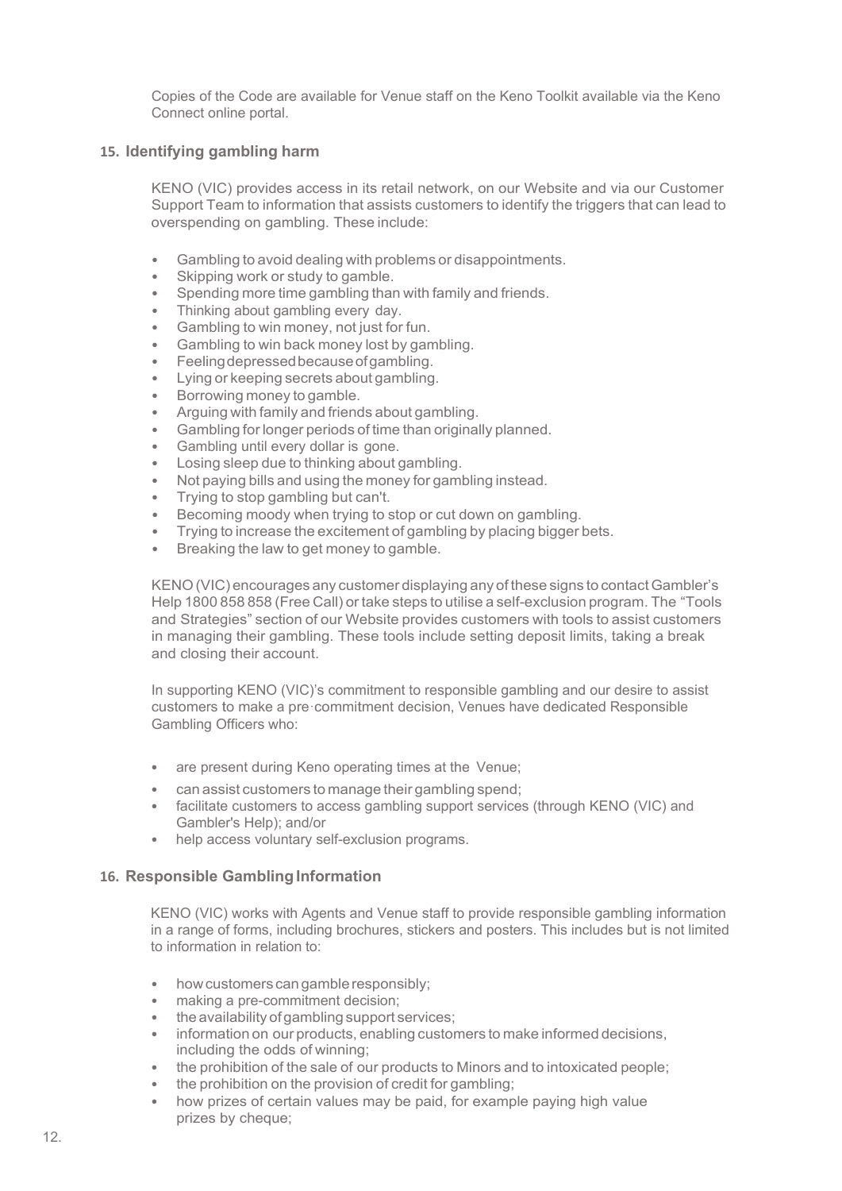Copies of the Code are available for Venue staff on the Keno Toolkit available via the Keno Connect online portal.

## 15. Identifying gambling harm

KENO (VIC) provides access in its retail network, on our Website and via our Customer Support Team to information that assists customers to identify the triggers that can lead to overspending on gambling. These include:

- Gambling to avoid dealing with problems or disappointments.
- Skipping work or study to gamble.
- Spending more time gambling than with family and friends.
- Thinking about gambling every day.
- Gambling to win money, not just for fun.
- Gambling to win back money lost by gambling.
- Feeling depressed because of gambling.
- Lying or keeping secrets about gambling.
- Borrowing money to gamble.
- Arguing with family and friends about gambling.
- Gambling for longer periods of time than originally planned.
- Gambling until every dollar is gone.
- Losing sleep due to thinking about gambling.
- Not paying bills and using the money for gambling instead.
- Trying to stop gambling but can't.
- Becoming moody when trying to stop or cut down on gambling.
- Trying to increase the excitement of gambling by placing bigger bets.
- Breaking the law to get money to gamble.

KENO (VIC) encourages any customer displaying any of these signs to contact Gambler's Help 1800 858 858 (Free Call) or take steps to utilise a self-exclusion program. The "Tools and Strategies" section of our Website provides customers with tools to assist customers in managing their gambling. These tools include setting deposit limits, taking a break and closing their account.

In supporting KENO (VIC)'s commitment to responsible gambling and our desire to assist customers to make a pre-commitment decision, Venues have dedicated Responsible Gambling Officers who:

- are present during Keno operating times at the Venue;
- can assist customers to manage their gambling spend;
- facilitate customers to access gambling support services (through KENO (VIC) and Gambler's Help); and/or
- help access voluntary self-exclusion programs.

## 16. Responsible Gambling Information

KENO (VIC) works with Agents and Venue staff to provide responsible gambling information in a range of forms, including brochures, stickers and posters. This includes but is not limited to information in relation to:

- how customers can gamble responsibly;
- making a pre-commitment decision;
- the availability of gambling support services;
- information on our products, enabling customers to make informed decisions, including the odds of winning;
- the prohibition of the sale of our products to Minors and to intoxicated people;
- the prohibition on the provision of credit for gambling;
- how prizes of certain values may be paid, for example paying high value prizes by cheque;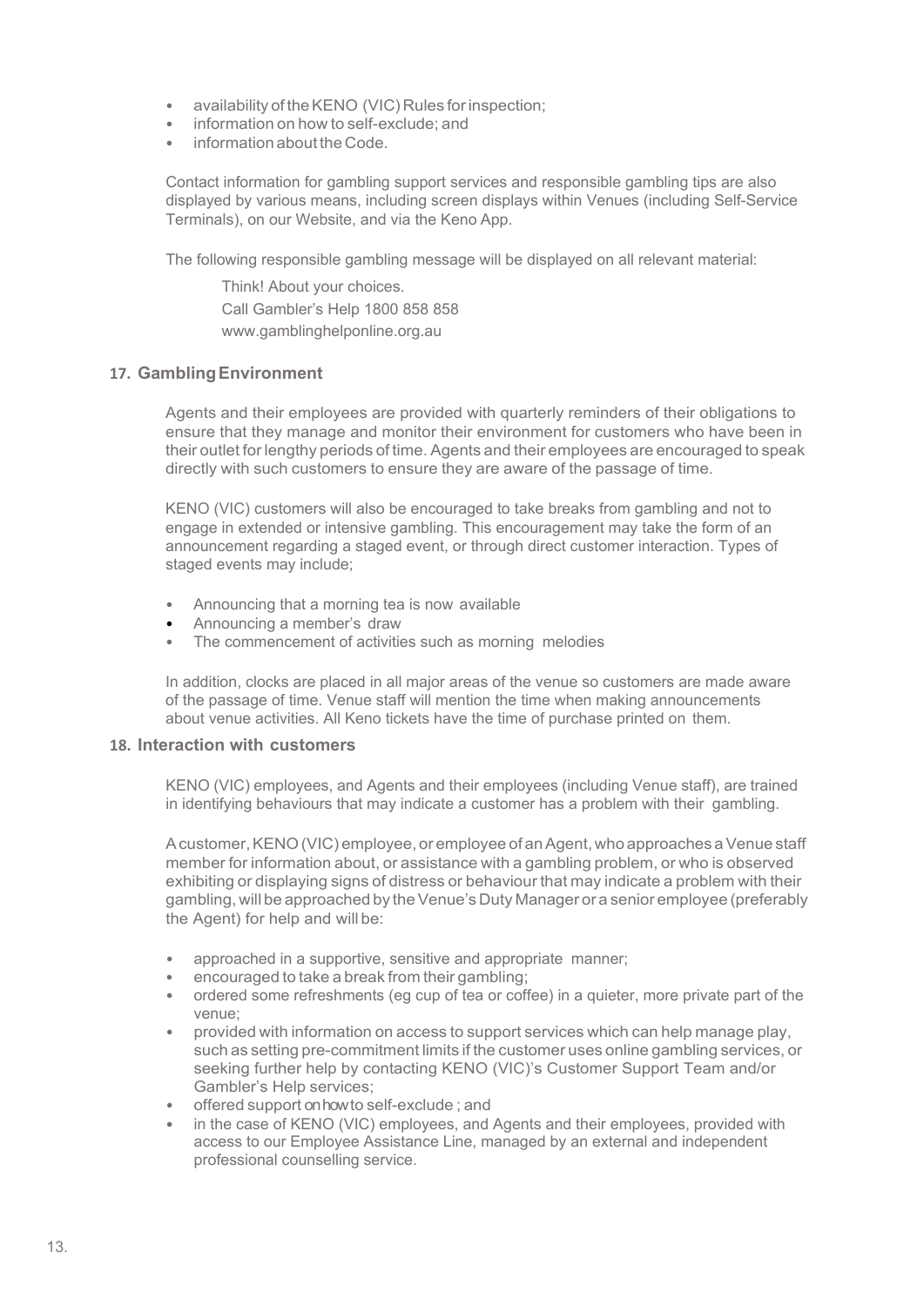- availability of the KENO (VIC) Rules for inspection;
- information on how to self-exclude; and
- information about the Code.

Contact information for gambling support services and responsible gambling tips are also displayed by various means, including screen displays within Venues (including Self-Service Terminals), on our Website, and via the Keno App.

The following responsible gambling message will be displayed on all relevant material:

> Think! About your choices.
> Call Gambler's Help 1800 858 858
> www.gamblinghelponline.org.au

## 17. Gambling Environment

Agents and their employees are provided with quarterly reminders of their obligations to ensure that they manage and monitor their environment for customers who have been in their outlet for lengthy periods of time. Agents and their employees are encouraged to speak directly with such customers to ensure they are aware of the passage of time.

KENO (VIC) customers will also be encouraged to take breaks from gambling and not to engage in extended or intensive gambling. This encouragement may take the form of an announcement regarding a staged event, or through direct customer interaction. Types of staged events may include;

- Announcing that a morning tea is now available
- Announcing a member's draw
- The commencement of activities such as morning melodies

In addition, clocks are placed in all major areas of the venue so customers are made aware of the passage of time. Venue staff will mention the time when making announcements about venue activities. All Keno tickets have the time of purchase printed on them.

## 18. Interaction with customers

KENO (VIC) employees, and Agents and their employees (including Venue staff), are trained in identifying behaviours that may indicate a customer has a problem with their gambling.

A customer, KENO (VIC) employee, or employee of an Agent, who approaches a Venue staff member for information about, or assistance with a gambling problem, or who is observed exhibiting or displaying signs of distress or behaviour that may indicate a problem with their gambling, will be approached by the Venue's Duty Manager or a senior employee (preferably the Agent) for help and will be:

- approached in a supportive, sensitive and appropriate manner;
- encouraged to take a break from their gambling;
- ordered some refreshments (eg cup of tea or coffee) in a quieter, more private part of the venue;
- provided with information on access to support services which can help manage play, such as setting pre-commitment limits if the customer uses online gambling services, or seeking further help by contacting KENO (VIC)'s Customer Support Team and/or Gambler's Help services;
- offered support on how to self-exclude ; and
- in the case of KENO (VIC) employees, and Agents and their employees, provided with access to our Employee Assistance Line, managed by an external and independent professional counselling service.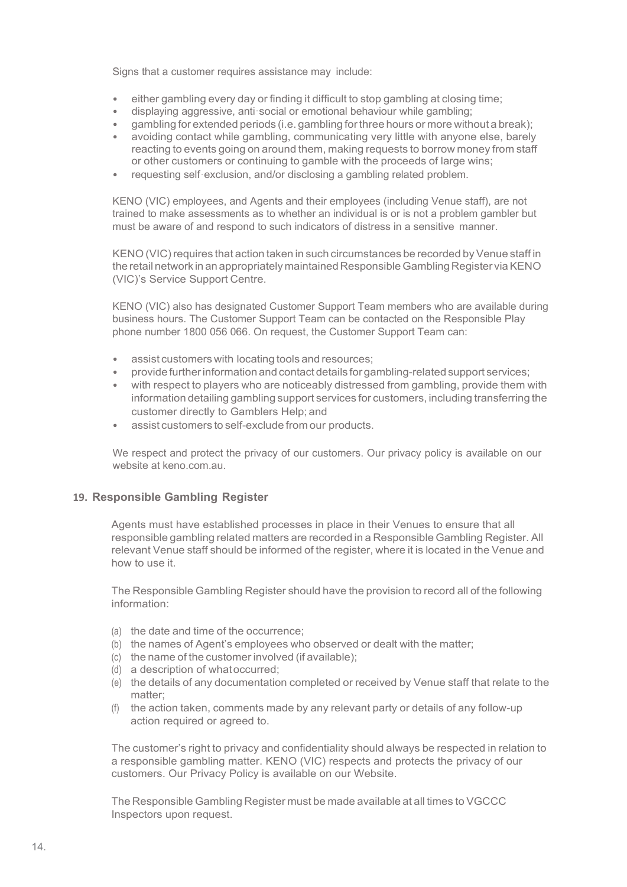Signs that a customer requires assistance may include:

- either gambling every day or finding it difficult to stop gambling at closing time;
- displaying aggressive, anti-social or emotional behaviour while gambling;
- gambling for extended periods (i.e. gambling for three hours or more without a break);
- avoiding contact while gambling, communicating very little with anyone else, barely reacting to events going on around them, making requests to borrow money from staff or other customers or continuing to gamble with the proceeds of large wins;
- requesting self-exclusion, and/or disclosing a gambling related problem.

KENO (VIC) employees, and Agents and their employees (including Venue staff), are not trained to make assessments as to whether an individual is or is not a problem gambler but must be aware of and respond to such indicators of distress in a sensitive manner.

KENO (VIC) requires that action taken in such circumstances be recorded by Venue staff in the retail network in an appropriately maintained Responsible Gambling Register via KENO (VIC)'s Service Support Centre.

KENO (VIC) also has designated Customer Support Team members who are available during business hours. The Customer Support Team can be contacted on the Responsible Play phone number 1800 056 066. On request, the Customer Support Team can:

- assist customers with locating tools and resources;
- provide further information and contact details for gambling-related support services;
- with respect to players who are noticeably distressed from gambling, provide them with information detailing gambling support services for customers, including transferring the customer directly to Gamblers Help; and
- assist customers to self-exclude from our products.

We respect and protect the privacy of our customers. Our privacy policy is available on our website at keno.com.au.

## 19. Responsible Gambling Register

Agents must have established processes in place in their Venues to ensure that all responsible gambling related matters are recorded in a Responsible Gambling Register. All relevant Venue staff should be informed of the register, where it is located in the Venue and how to use it.

The Responsible Gambling Register should have the provision to record all of the following information:

(a) the date and time of the occurrence;
(b) the names of Agent's employees who observed or dealt with the matter;
(c) the name of the customer involved (if available);
(d) a description of what occurred;
(e) the details of any documentation completed or received by Venue staff that relate to the matter;
(f) the action taken, comments made by any relevant party or details of any follow-up action required or agreed to.

The customer's right to privacy and confidentiality should always be respected in relation to a responsible gambling matter. KENO (VIC) respects and protects the privacy of our customers. Our Privacy Policy is available on our Website.

The Responsible Gambling Register must be made available at all times to VGCCC Inspectors upon request.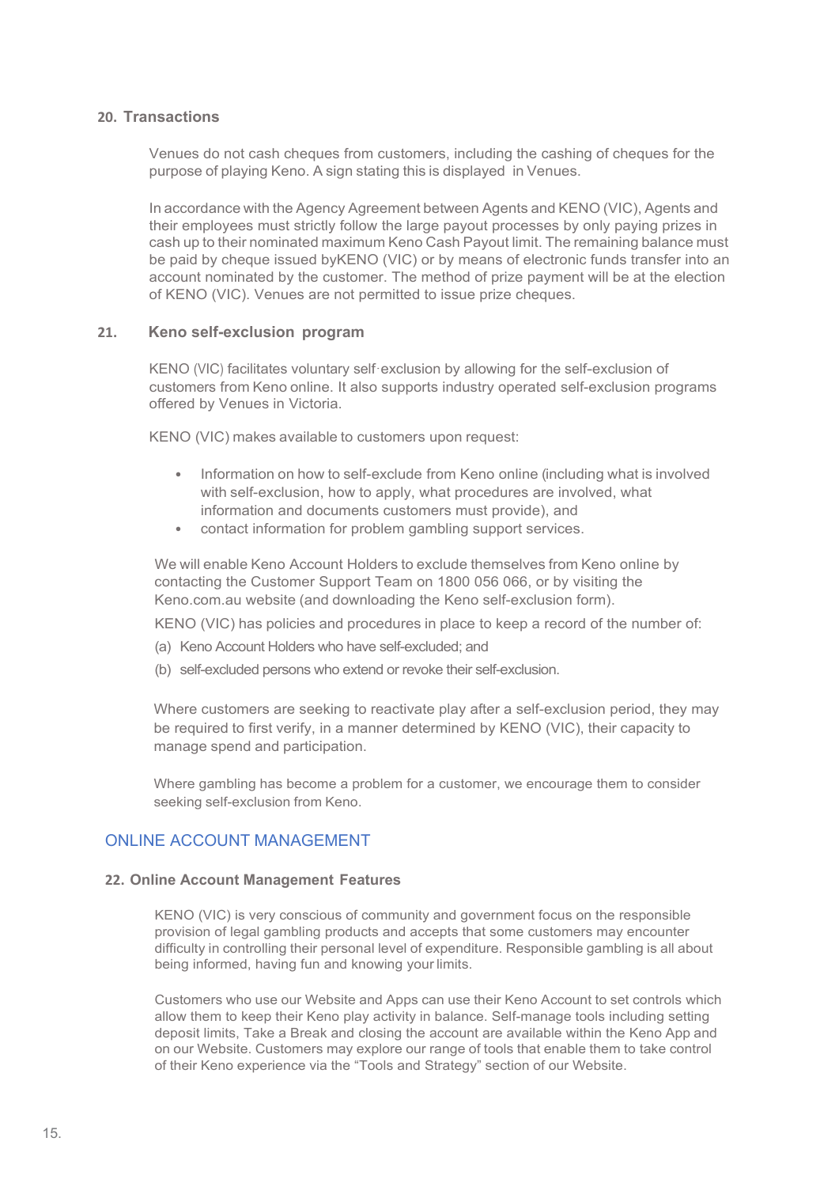## 20. Transactions

Venues do not cash cheques from customers, including the cashing of cheques for the purpose of playing Keno. A sign stating this is displayed in Venues.

In accordance with the Agency Agreement between Agents and KENO (VIC), Agents and their employees must strictly follow the large payout processes by only paying prizes in cash up to their nominated maximum Keno Cash Payout limit. The remaining balance must be paid by cheque issued byKENO (VIC) or by means of electronic funds transfer into an account nominated by the customer. The method of prize payment will be at the election of KENO (VIC). Venues are not permitted to issue prize cheques.

## 21. Keno self-exclusion program

KENO (VIC) facilitates voluntary self-exclusion by allowing for the self-exclusion of customers from Keno online. It also supports industry operated self-exclusion programs offered by Venues in Victoria.

KENO (VIC) makes available to customers upon request:

- Information on how to self-exclude from Keno online (including what is involved with self-exclusion, how to apply, what procedures are involved, what information and documents customers must provide), and
- contact information for problem gambling support services.

We will enable Keno Account Holders to exclude themselves from Keno online by contacting the Customer Support Team on 1800 056 066, or by visiting the Keno.com.au website (and downloading the Keno self-exclusion form).

KENO (VIC) has policies and procedures in place to keep a record of the number of:

(a) Keno Account Holders who have self-excluded; and

(b) self-excluded persons who extend or revoke their self-exclusion.

Where customers are seeking to reactivate play after a self-exclusion period, they may be required to first verify, in a manner determined by KENO (VIC), their capacity to manage spend and participation.

Where gambling has become a problem for a customer, we encourage them to consider seeking self-exclusion from Keno.

# ONLINE ACCOUNT MANAGEMENT

## 22. Online Account Management Features

KENO (VIC) is very conscious of community and government focus on the responsible provision of legal gambling products and accepts that some customers may encounter difficulty in controlling their personal level of expenditure. Responsible gambling is all about being informed, having fun and knowing your limits.

Customers who use our Website and Apps can use their Keno Account to set controls which allow them to keep their Keno play activity in balance. Self-manage tools including setting deposit limits, Take a Break and closing the account are available within the Keno App and on our Website. Customers may explore our range of tools that enable them to take control of their Keno experience via the "Tools and Strategy" section of our Website.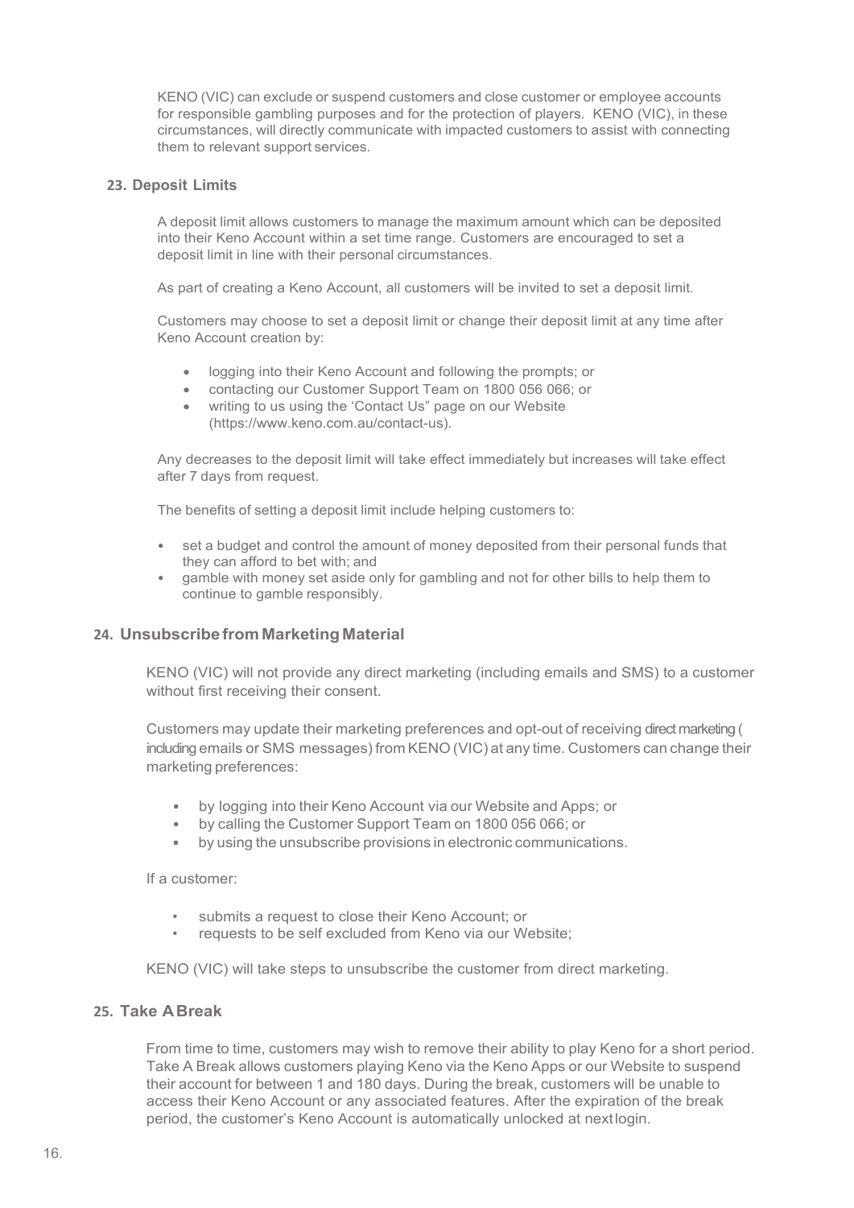KENO (VIC) can exclude or suspend customers and close customer or employee accounts for responsible gambling purposes and for the protection of players. KENO (VIC), in these circumstances, will directly communicate with impacted customers to assist with connecting them to relevant support services.

## 23. Deposit Limits

A deposit limit allows customers to manage the maximum amount which can be deposited into their Keno Account within a set time range. Customers are encouraged to set a deposit limit in line with their personal circumstances.

As part of creating a Keno Account, all customers will be invited to set a deposit limit.

Customers may choose to set a deposit limit or change their deposit limit at any time after Keno Account creation by:

- logging into their Keno Account and following the prompts; or
- contacting our Customer Support Team on 1800 056 066; or
- writing to us using the 'Contact Us" page on our Website (https://www.keno.com.au/contact-us).

Any decreases to the deposit limit will take effect immediately but increases will take effect after 7 days from request.

The benefits of setting a deposit limit include helping customers to:

- set a budget and control the amount of money deposited from their personal funds that they can afford to bet with; and
- gamble with money set aside only for gambling and not for other bills to help them to continue to gamble responsibly.

## 24. Unsubscribe from Marketing Material

KENO (VIC) will not provide any direct marketing (including emails and SMS) to a customer without first receiving their consent.

Customers may update their marketing preferences and opt-out of receiving direct marketing ( including emails or SMS messages) from KENO (VIC) at any time. Customers can change their marketing preferences:

- by logging into their Keno Account via our Website and Apps; or
- by calling the Customer Support Team on 1800 056 066; or
- by using the unsubscribe provisions in electronic communications.

If a customer:

- submits a request to close their Keno Account; or
- requests to be self excluded from Keno via our Website;

KENO (VIC) will take steps to unsubscribe the customer from direct marketing.

## 25. Take A Break

From time to time, customers may wish to remove their ability to play Keno for a short period. Take A Break allows customers playing Keno via the Keno Apps or our Website to suspend their account for between 1 and 180 days. During the break, customers will be unable to access their Keno Account or any associated features. After the expiration of the break period, the customer's Keno Account is automatically unlocked at next login.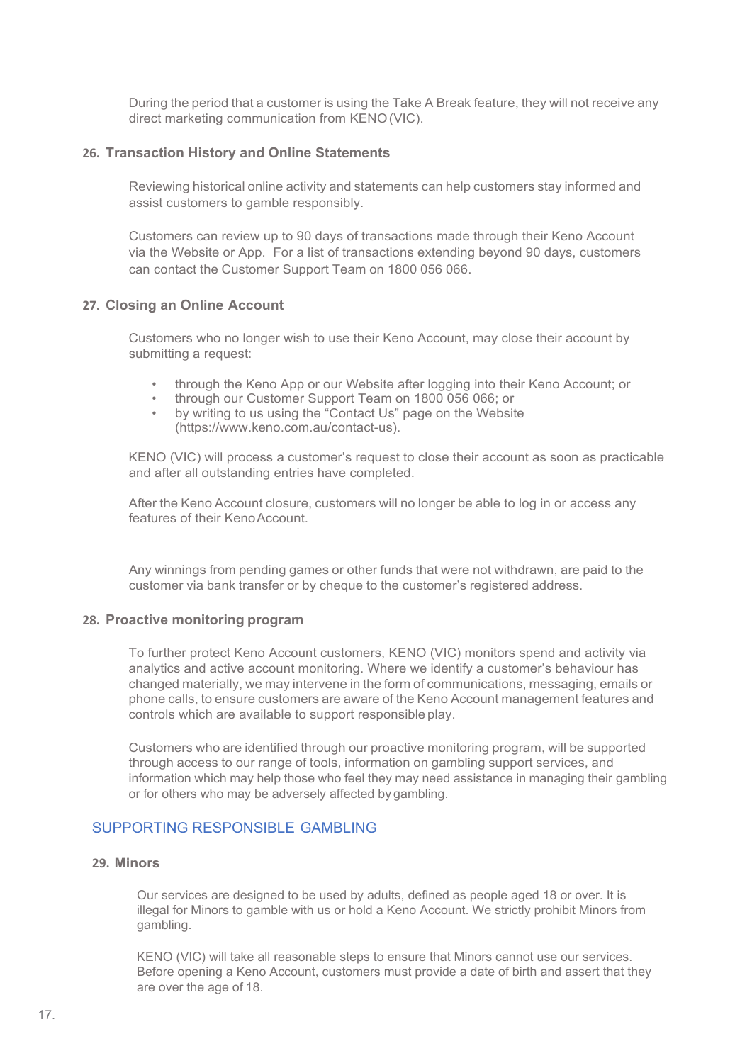During the period that a customer is using the Take A Break feature, they will not receive any direct marketing communication from KENO (VIC).

## 26. Transaction History and Online Statements

Reviewing historical online activity and statements can help customers stay informed and assist customers to gamble responsibly.

Customers can review up to 90 days of transactions made through their Keno Account via the Website or App. For a list of transactions extending beyond 90 days, customers can contact the Customer Support Team on 1800 056 066.

## 27. Closing an Online Account

Customers who no longer wish to use their Keno Account, may close their account by submitting a request:

- through the Keno App or our Website after logging into their Keno Account; or
- through our Customer Support Team on 1800 056 066; or
- by writing to us using the "Contact Us" page on the Website (https://www.keno.com.au/contact-us).

KENO (VIC) will process a customer's request to close their account as soon as practicable and after all outstanding entries have completed.

After the Keno Account closure, customers will no longer be able to log in or access any features of their Keno Account.

Any winnings from pending games or other funds that were not withdrawn, are paid to the customer via bank transfer or by cheque to the customer's registered address.

## 28. Proactive monitoring program

To further protect Keno Account customers, KENO (VIC) monitors spend and activity via analytics and active account monitoring. Where we identify a customer's behaviour has changed materially, we may intervene in the form of communications, messaging, emails or phone calls, to ensure customers are aware of the Keno Account management features and controls which are available to support responsible play.

Customers who are identified through our proactive monitoring program, will be supported through access to our range of tools, information on gambling support services, and information which may help those who feel they may need assistance in managing their gambling or for others who may be adversely affected by gambling.

# SUPPORTING RESPONSIBLE GAMBLING

## 29. Minors

Our services are designed to be used by adults, defined as people aged 18 or over. It is illegal for Minors to gamble with us or hold a Keno Account. We strictly prohibit Minors from gambling.

KENO (VIC) will take all reasonable steps to ensure that Minors cannot use our services. Before opening a Keno Account, customers must provide a date of birth and assert that they are over the age of 18.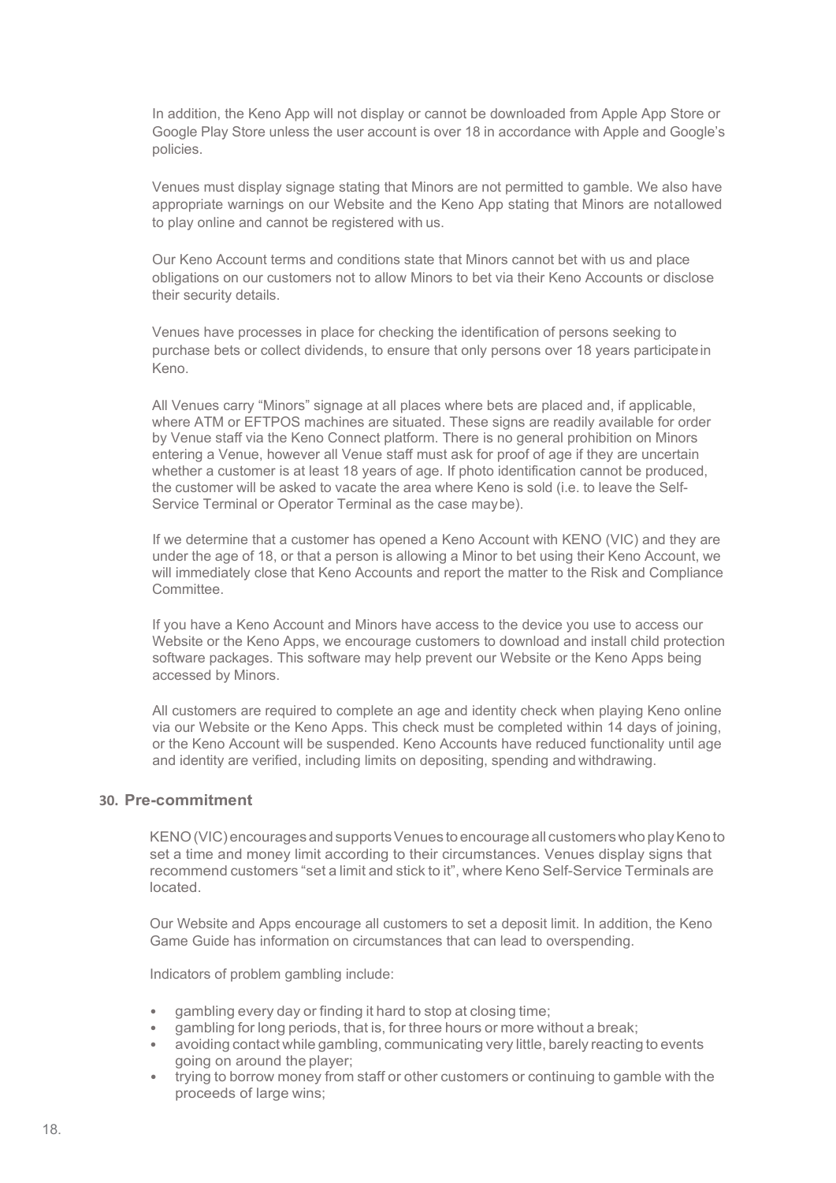In addition, the Keno App will not display or cannot be downloaded from Apple App Store or Google Play Store unless the user account is over 18 in accordance with Apple and Google's policies.

Venues must display signage stating that Minors are not permitted to gamble. We also have appropriate warnings on our Website and the Keno App stating that Minors are not allowed to play online and cannot be registered with us.

Our Keno Account terms and conditions state that Minors cannot bet with us and place obligations on our customers not to allow Minors to bet via their Keno Accounts or disclose their security details.

Venues have processes in place for checking the identification of persons seeking to purchase bets or collect dividends, to ensure that only persons over 18 years participate in Keno.

All Venues carry "Minors" signage at all places where bets are placed and, if applicable, where ATM or EFTPOS machines are situated. These signs are readily available for order by Venue staff via the Keno Connect platform. There is no general prohibition on Minors entering a Venue, however all Venue staff must ask for proof of age if they are uncertain whether a customer is at least 18 years of age. If photo identification cannot be produced, the customer will be asked to vacate the area where Keno is sold (i.e. to leave the Self-Service Terminal or Operator Terminal as the case may be).

If we determine that a customer has opened a Keno Account with KENO (VIC) and they are under the age of 18, or that a person is allowing a Minor to bet using their Keno Account, we will immediately close that Keno Accounts and report the matter to the Risk and Compliance Committee.

If you have a Keno Account and Minors have access to the device you use to access our Website or the Keno Apps, we encourage customers to download and install child protection software packages. This software may help prevent our Website or the Keno Apps being accessed by Minors.

All customers are required to complete an age and identity check when playing Keno online via our Website or the Keno Apps. This check must be completed within 14 days of joining, or the Keno Account will be suspended. Keno Accounts have reduced functionality until age and identity are verified, including limits on depositing, spending and withdrawing.

## 30. Pre-commitment

KENO (VIC) encourages and supports Venues to encourage all customers who play Keno to set a time and money limit according to their circumstances. Venues display signs that recommend customers "set a limit and stick to it", where Keno Self-Service Terminals are located.

Our Website and Apps encourage all customers to set a deposit limit. In addition, the Keno Game Guide has information on circumstances that can lead to overspending.

Indicators of problem gambling include:

- gambling every day or finding it hard to stop at closing time;
- gambling for long periods, that is, for three hours or more without a break;
- avoiding contact while gambling, communicating very little, barely reacting to events going on around the player;
- trying to borrow money from staff or other customers or continuing to gamble with the proceeds of large wins;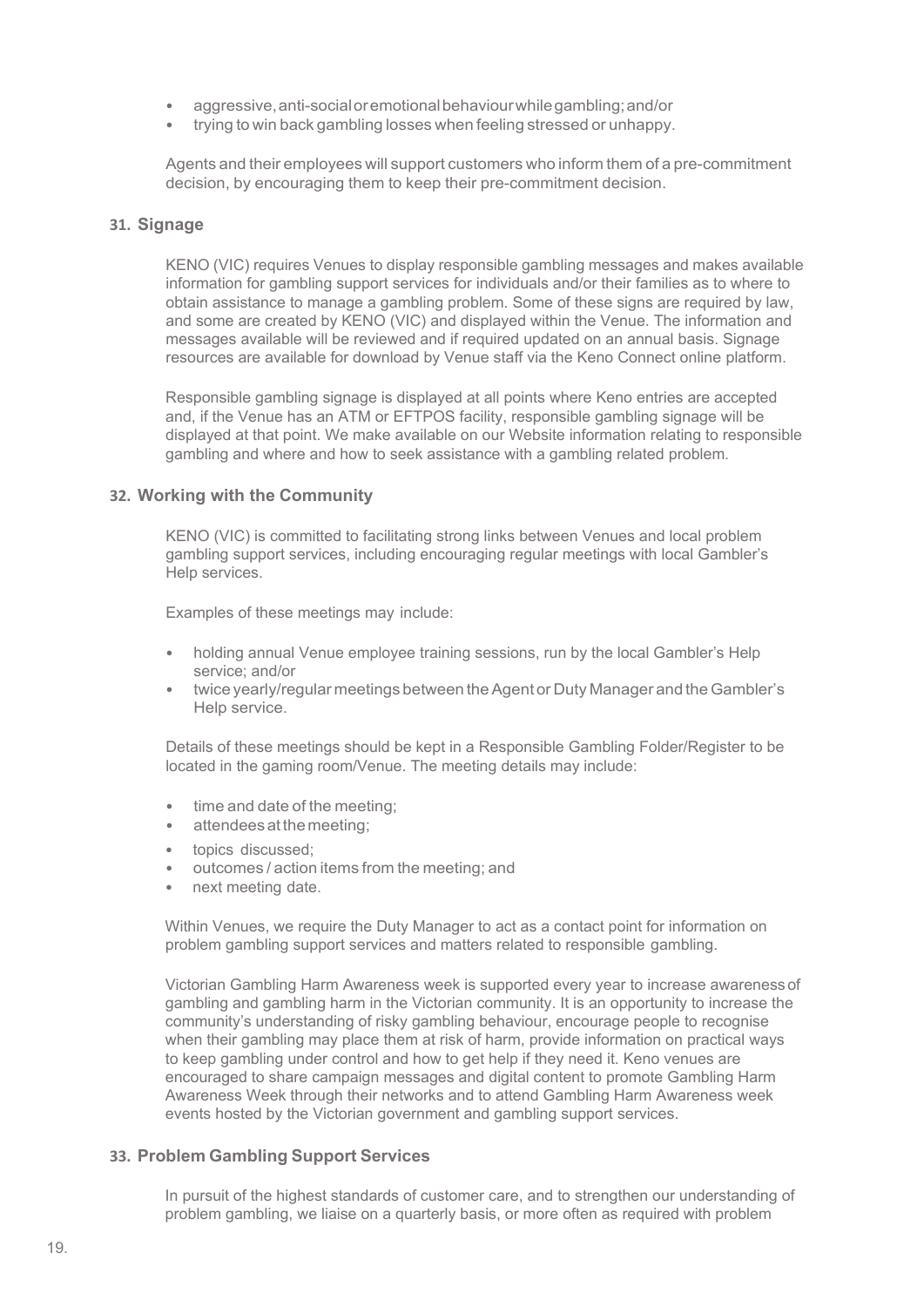- aggressive, anti-social or emotional behaviour while gambling; and/or
- trying to win back gambling losses when feeling stressed or unhappy.

Agents and their employees will support customers who inform them of a pre-commitment decision, by encouraging them to keep their pre-commitment decision.

## 31. Signage

KENO (VIC) requires Venues to display responsible gambling messages and makes available information for gambling support services for individuals and/or their families as to where to obtain assistance to manage a gambling problem. Some of these signs are required by law, and some are created by KENO (VIC) and displayed within the Venue. The information and messages available will be reviewed and if required updated on an annual basis. Signage resources are available for download by Venue staff via the Keno Connect online platform.

Responsible gambling signage is displayed at all points where Keno entries are accepted and, if the Venue has an ATM or EFTPOS facility, responsible gambling signage will be displayed at that point. We make available on our Website information relating to responsible gambling and where and how to seek assistance with a gambling related problem.

## 32. Working with the Community

KENO (VIC) is committed to facilitating strong links between Venues and local problem gambling support services, including encouraging regular meetings with local Gambler's Help services.

Examples of these meetings may include:

- holding annual Venue employee training sessions, run by the local Gambler's Help service; and/or
- twice yearly/regular meetings between the Agent or Duty Manager and the Gambler's Help service.

Details of these meetings should be kept in a Responsible Gambling Folder/Register to be located in the gaming room/Venue. The meeting details may include:

- time and date of the meeting;
- attendees at the meeting;
- topics discussed;
- outcomes / action items from the meeting; and
- next meeting date.

Within Venues, we require the Duty Manager to act as a contact point for information on problem gambling support services and matters related to responsible gambling.

Victorian Gambling Harm Awareness week is supported every year to increase awareness of gambling and gambling harm in the Victorian community. It is an opportunity to increase the community's understanding of risky gambling behaviour, encourage people to recognise when their gambling may place them at risk of harm, provide information on practical ways to keep gambling under control and how to get help if they need it. Keno venues are encouraged to share campaign messages and digital content to promote Gambling Harm Awareness Week through their networks and to attend Gambling Harm Awareness week events hosted by the Victorian government and gambling support services.

## 33. Problem Gambling Support Services

In pursuit of the highest standards of customer care, and to strengthen our understanding of problem gambling, we liaise on a quarterly basis, or more often as required with problem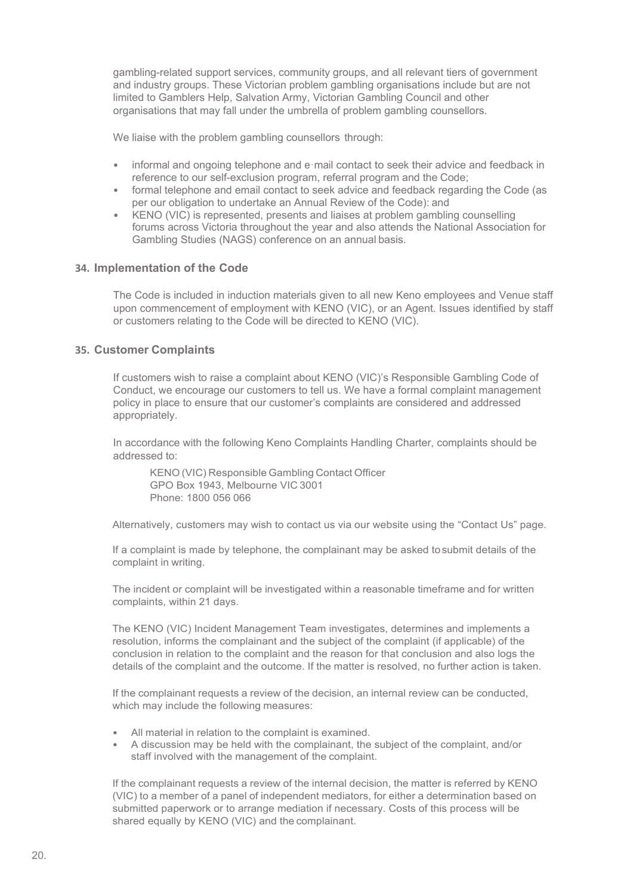gambling-related support services, community groups, and all relevant tiers of government and industry groups. These Victorian problem gambling organisations include but are not limited to Gamblers Help, Salvation Army, Victorian Gambling Council and other organisations that may fall under the umbrella of problem gambling counsellors.

We liaise with the problem gambling counsellors through:

- informal and ongoing telephone and e-mail contact to seek their advice and feedback in reference to our self-exclusion program, referral program and the Code;
- formal telephone and email contact to seek advice and feedback regarding the Code (as per our obligation to undertake an Annual Review of the Code): and
- KENO (VIC) is represented, presents and liaises at problem gambling counselling forums across Victoria throughout the year and also attends the National Association for Gambling Studies (NAGS) conference on an annual basis.

## 34. Implementation of the Code

The Code is included in induction materials given to all new Keno employees and Venue staff upon commencement of employment with KENO (VIC), or an Agent. Issues identified by staff or customers relating to the Code will be directed to KENO (VIC).

## 35. Customer Complaints

If customers wish to raise a complaint about KENO (VIC)'s Responsible Gambling Code of Conduct, we encourage our customers to tell us. We have a formal complaint management policy in place to ensure that our customer's complaints are considered and addressed appropriately.

In accordance with the following Keno Complaints Handling Charter, complaints should be addressed to:

KENO (VIC) Responsible Gambling Contact Officer
GPO Box 1943, Melbourne VIC 3001
Phone: 1800 056 066

Alternatively, customers may wish to contact us via our website using the "Contact Us" page.

If a complaint is made by telephone, the complainant may be asked to submit details of the complaint in writing.

The incident or complaint will be investigated within a reasonable timeframe and for written complaints, within 21 days.

The KENO (VIC) Incident Management Team investigates, determines and implements a resolution, informs the complainant and the subject of the complaint (if applicable) of the conclusion in relation to the complaint and the reason for that conclusion and also logs the details of the complaint and the outcome. If the matter is resolved, no further action is taken.

If the complainant requests a review of the decision, an internal review can be conducted, which may include the following measures:

- All material in relation to the complaint is examined.
- A discussion may be held with the complainant, the subject of the complaint, and/or staff involved with the management of the complaint.

If the complainant requests a review of the internal decision, the matter is referred by KENO (VIC) to a member of a panel of independent mediators, for either a determination based on submitted paperwork or to arrange mediation if necessary. Costs of this process will be shared equally by KENO (VIC) and the complainant.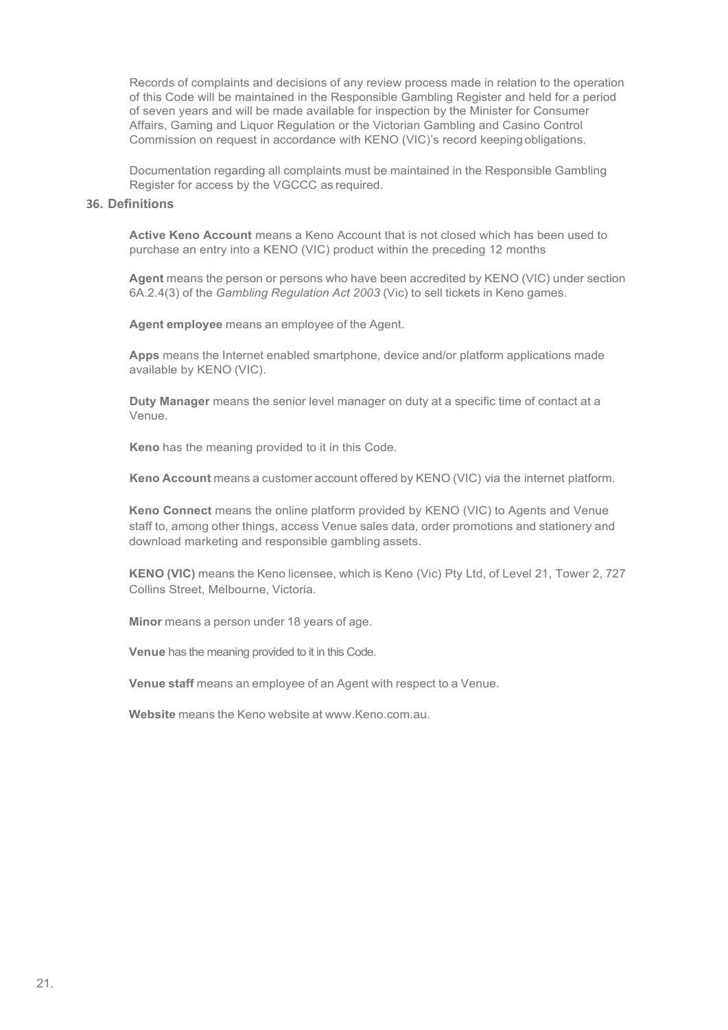Records of complaints and decisions of any review process made in relation to the operation of this Code will be maintained in the Responsible Gambling Register and held for a period of seven years and will be made available for inspection by the Minister for Consumer Affairs, Gaming and Liquor Regulation or the Victorian Gambling and Casino Control Commission on request in accordance with KENO (VIC)'s record keeping obligations.

Documentation regarding all complaints must be maintained in the Responsible Gambling Register for access by the VGCCC as required.

## 36. Definitions

**Active Keno Account** means a Keno Account that is not closed which has been used to purchase an entry into a KENO (VIC) product within the preceding 12 months

**Agent** means the person or persons who have been accredited by KENO (VIC) under section 6A.2.4(3) of the *Gambling Regulation Act 2003* (Vic) to sell tickets in Keno games.

**Agent employee** means an employee of the Agent.

**Apps** means the Internet enabled smartphone, device and/or platform applications made available by KENO (VIC).

**Duty Manager** means the senior level manager on duty at a specific time of contact at a Venue.

**Keno** has the meaning provided to it in this Code.

**Keno Account** means a customer account offered by KENO (VIC) via the internet platform.

**Keno Connect** means the online platform provided by KENO (VIC) to Agents and Venue staff to, among other things, access Venue sales data, order promotions and stationery and download marketing and responsible gambling assets.

**KENO (VIC)** means the Keno licensee, which is Keno (Vic) Pty Ltd, of Level 21, Tower 2, 727 Collins Street, Melbourne, Victoria.

**Minor** means a person under 18 years of age.

**Venue** has the meaning provided to it in this Code.

**Venue staff** means an employee of an Agent with respect to a Venue.

**Website** means the Keno website at www.Keno.com.au.